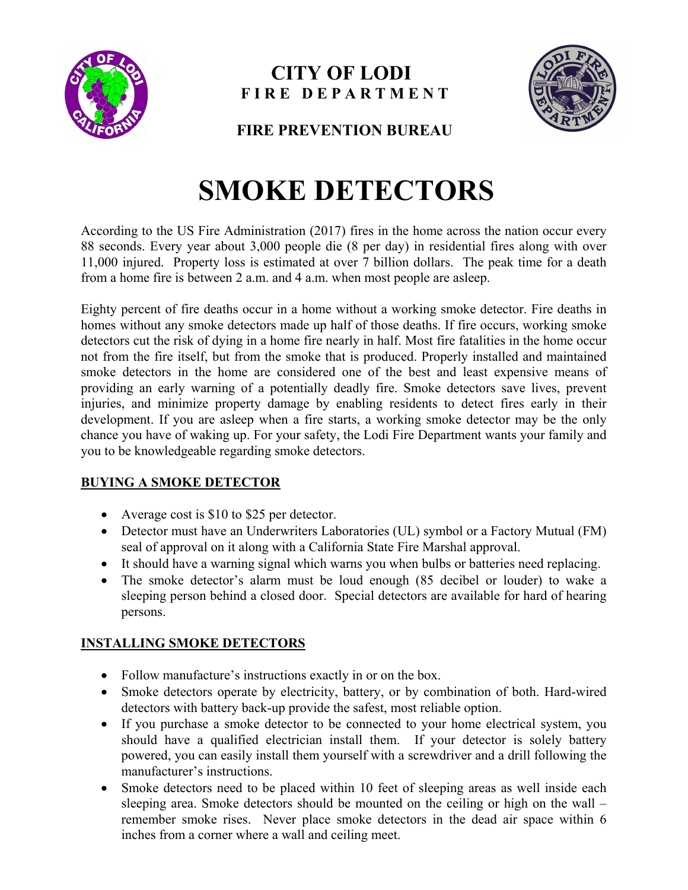# CITY OF LODI
## FIRE DEPARTMENT

### FIRE PREVENTION BUREAU

# SMOKE DETECTORS

According to the US Fire Administration (2017) fires in the home across the nation occur every 88 seconds. Every year about 3,000 people die (8 per day) in residential fires along with over 11,000 injured. Property loss is estimated at over 7 billion dollars. The peak time for a death from a home fire is between 2 a.m. and 4 a.m. when most people are asleep.

Eighty percent of fire deaths occur in a home without a working smoke detector. Fire deaths in homes without any smoke detectors made up half of those deaths. If fire occurs, working smoke detectors cut the risk of dying in a home fire nearly in half. Most fire fatalities in the home occur not from the fire itself, but from the smoke that is produced. Properly installed and maintained smoke detectors in the home are considered one of the best and least expensive means of providing an early warning of a potentially deadly fire. Smoke detectors save lives, prevent injuries, and minimize property damage by enabling residents to detect fires early in their development. If you are asleep when a fire starts, a working smoke detector may be the only chance you have of waking up. For your safety, the Lodi Fire Department wants your family and you to be knowledgeable regarding smoke detectors.

## BUYING A SMOKE DETECTOR

- Average cost is $10 to $25 per detector.
- Detector must have an Underwriters Laboratories (UL) symbol or a Factory Mutual (FM) seal of approval on it along with a California State Fire Marshal approval.
- It should have a warning signal which warns you when bulbs or batteries need replacing.
- The smoke detector's alarm must be loud enough (85 decibel or louder) to wake a sleeping person behind a closed door. Special detectors are available for hard of hearing persons.

## INSTALLING SMOKE DETECTORS

- Follow manufacture's instructions exactly in or on the box.
- Smoke detectors operate by electricity, battery, or by combination of both. Hard-wired detectors with battery back-up provide the safest, most reliable option.
- If you purchase a smoke detector to be connected to your home electrical system, you should have a qualified electrician install them. If your detector is solely battery powered, you can easily install them yourself with a screwdriver and a drill following the manufacturer's instructions.
- Smoke detectors need to be placed within 10 feet of sleeping areas as well inside each sleeping area. Smoke detectors should be mounted on the ceiling or high on the wall – remember smoke rises. Never place smoke detectors in the dead air space within 6 inches from a corner where a wall and ceiling meet.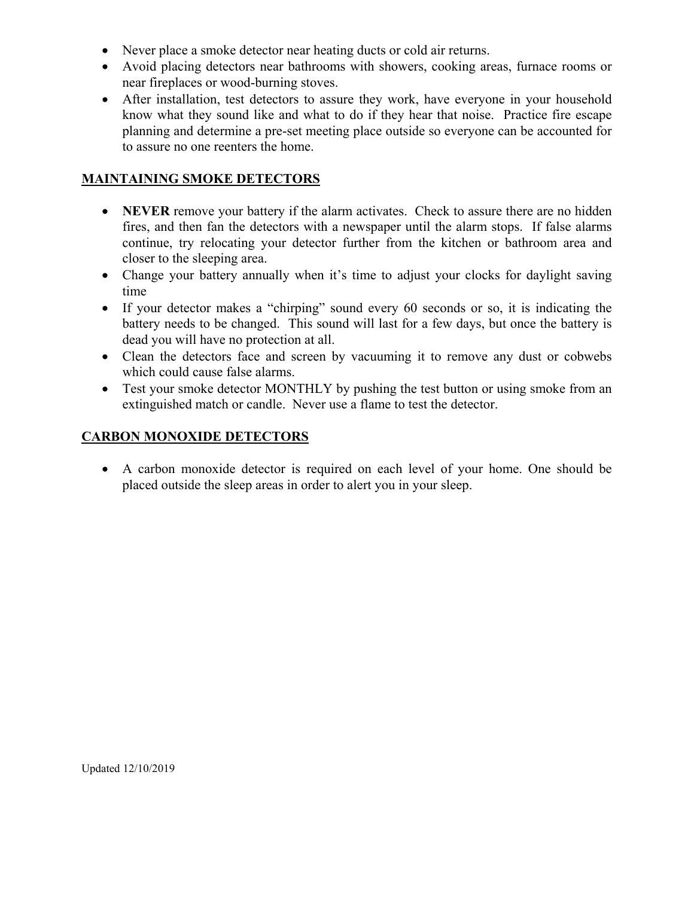- Never place a smoke detector near heating ducts or cold air returns.
- Avoid placing detectors near bathrooms with showers, cooking areas, furnace rooms or near fireplaces or wood-burning stoves.
- After installation, test detectors to assure they work, have everyone in your household know what they sound like and what to do if they hear that noise. Practice fire escape planning and determine a pre-set meeting place outside so everyone can be accounted for to assure no one reenters the home.

## MAINTAINING SMOKE DETECTORS

- **NEVER** remove your battery if the alarm activates. Check to assure there are no hidden fires, and then fan the detectors with a newspaper until the alarm stops. If false alarms continue, try relocating your detector further from the kitchen or bathroom area and closer to the sleeping area.
- Change your battery annually when it's time to adjust your clocks for daylight saving time
- If your detector makes a "chirping" sound every 60 seconds or so, it is indicating the battery needs to be changed. This sound will last for a few days, but once the battery is dead you will have no protection at all.
- Clean the detectors face and screen by vacuuming it to remove any dust or cobwebs which could cause false alarms.
- Test your smoke detector MONTHLY by pushing the test button or using smoke from an extinguished match or candle. Never use a flame to test the detector.

## CARBON MONOXIDE DETECTORS

- A carbon monoxide detector is required on each level of your home. One should be placed outside the sleep areas in order to alert you in your sleep.

Updated 12/10/2019